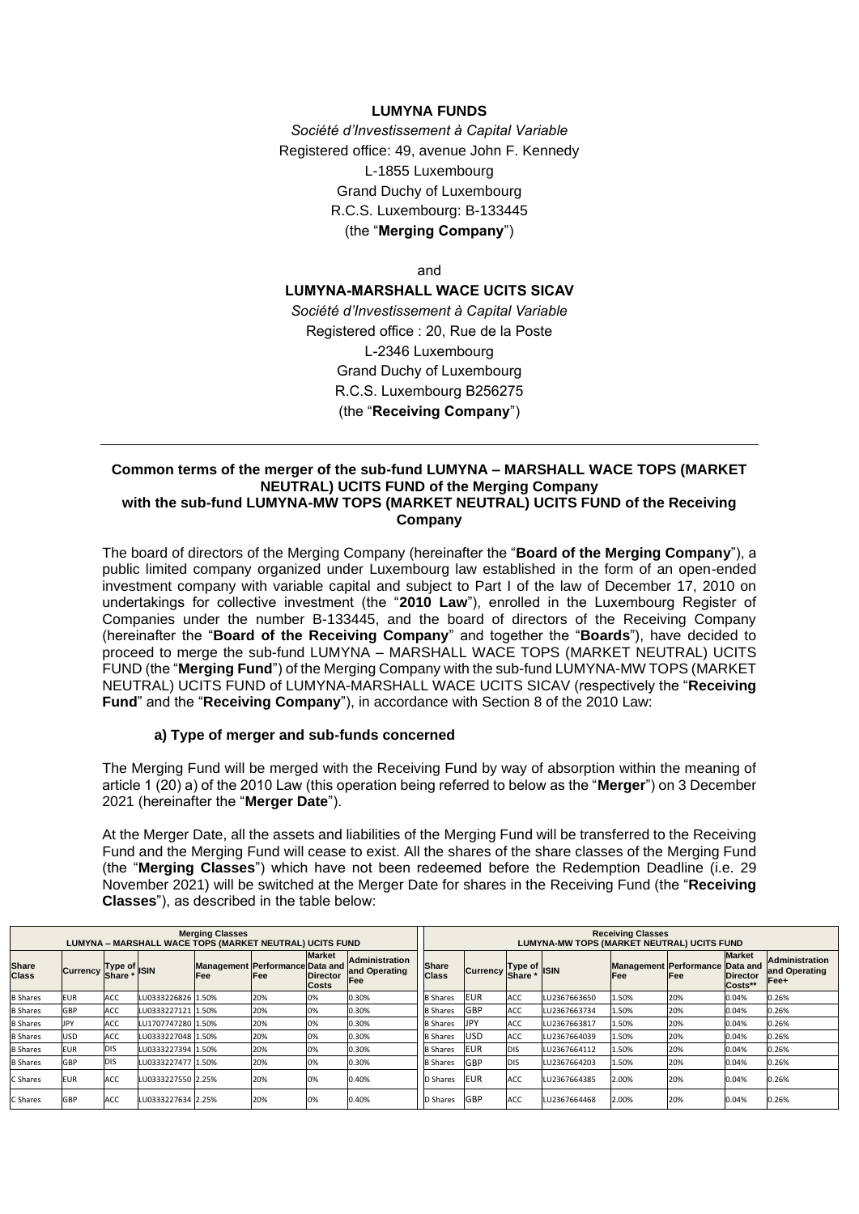**LUMYNA FUNDS**

*Société d'Investissement à Capital Variable*

Registered office: 49, avenue John F. Kennedy

L-1855 Luxembourg

Grand Duchy of Luxembourg

R.C.S. Luxembourg: B-133445

(the "**Merging Company**")

and

**LUMYNA-MARSHALL WACE UCITS SICAV**

*Société d'Investissement à Capital Variable*

Registered office : 20, Rue de la Poste

L-2346 Luxembourg

Grand Duchy of Luxembourg

R.C.S. Luxembourg B256275

(the "**Receiving Company**")

---

**Common terms of the merger of the sub-fund LUMYNA – MARSHALL WACE TOPS (MARKET NEUTRAL) UCITS FUND of the Merging Company with the sub-fund LUMYNA-MW TOPS (MARKET NEUTRAL) UCITS FUND of the Receiving Company**

The board of directors of the Merging Company (hereinafter the "**Board of the Merging Company**"), a public limited company organized under Luxembourg law established in the form of an open-ended investment company with variable capital and subject to Part I of the law of December 17, 2010 on undertakings for collective investment (the "**2010 Law**"), enrolled in the Luxembourg Register of Companies under the number B-133445, and the board of directors of the Receiving Company (hereinafter the "**Board of the Receiving Company**" and together the "**Boards**"), have decided to proceed to merge the sub-fund LUMYNA – MARSHALL WACE TOPS (MARKET NEUTRAL) UCITS FUND (the "**Merging Fund**") of the Merging Company with the sub-fund LUMYNA-MW TOPS (MARKET NEUTRAL) UCITS FUND of LUMYNA-MARSHALL WACE UCITS SICAV (respectively the "**Receiving Fund**" and the "**Receiving Company**"), in accordance with Section 8 of the 2010 Law:

### a) Type of merger and sub-funds concerned

The Merging Fund will be merged with the Receiving Fund by way of absorption within the meaning of article 1 (20) a) of the 2010 Law (this operation being referred to below as the "**Merger**") on 3 December 2021 (hereinafter the "**Merger Date**").

At the Merger Date, all the assets and liabilities of the Merging Fund will be transferred to the Receiving Fund and the Merging Fund will cease to exist. All the shares of the share classes of the Merging Fund (the "**Merging Classes**") which have not been redeemed before the Redemption Deadline (i.e. 29 November 2021) will be switched at the Merger Date for shares in the Receiving Fund (the "**Receiving Classes**"), as described in the table below:

| Merging Classes LUMYNA – MARSHALL WACE TOPS (MARKET NEUTRAL) UCITS FUND | | | | | | | | Receiving Classes LUMYNA-MW TOPS (MARKET NEUTRAL) UCITS FUND | | | | | | | |
|---|---|---|---|---|---|---|---|---|---|---|---|---|---|---|---|
| Share Class | Currency | Type of Share * | ISIN | Management Fee | Performance Fee | Market Data and Director Costs | Administration and Operating Fee | Share Class | Currency | Type of Share * | ISIN | Management Fee | Performance Fee | Market Data and Director Costs** | Administration and Operating Fee+ |
| B Shares | EUR | ACC | LU0333226826 | 1.50% | 20% | 0% | 0.30% | B Shares | EUR | ACC | LU2367663650 | 1.50% | 20% | 0.04% | 0.26% |
| B Shares | GBP | ACC | LU0333227121 | 1.50% | 20% | 0% | 0.30% | B Shares | GBP | ACC | LU2367663734 | 1.50% | 20% | 0.04% | 0.26% |
| B Shares | JPY | ACC | LU1707747280 | 1.50% | 20% | 0% | 0.30% | B Shares | JPY | ACC | LU2367663817 | 1.50% | 20% | 0.04% | 0.26% |
| B Shares | USD | ACC | LU0333227048 | 1.50% | 20% | 0% | 0.30% | B Shares | USD | ACC | LU2367664039 | 1.50% | 20% | 0.04% | 0.26% |
| B Shares | EUR | DIS | LU0333227394 | 1.50% | 20% | 0% | 0.30% | B Shares | EUR | DIS | LU2367664112 | 1.50% | 20% | 0.04% | 0.26% |
| B Shares | GBP | DIS | LU0333227477 | 1.50% | 20% | 0% | 0.30% | B Shares | GBP | DIS | LU2367664203 | 1.50% | 20% | 0.04% | 0.26% |
| C Shares | EUR | ACC | LU0333227550 | 2.25% | 20% | 0% | 0.40% | D Shares | EUR | ACC | LU2367664385 | 2.00% | 20% | 0.04% | 0.26% |
| C Shares | GBP | ACC | LU0333227634 | 2.25% | 20% | 0% | 0.40% | D Shares | GBP | ACC | LU2367664468 | 2.00% | 20% | 0.04% | 0.26% |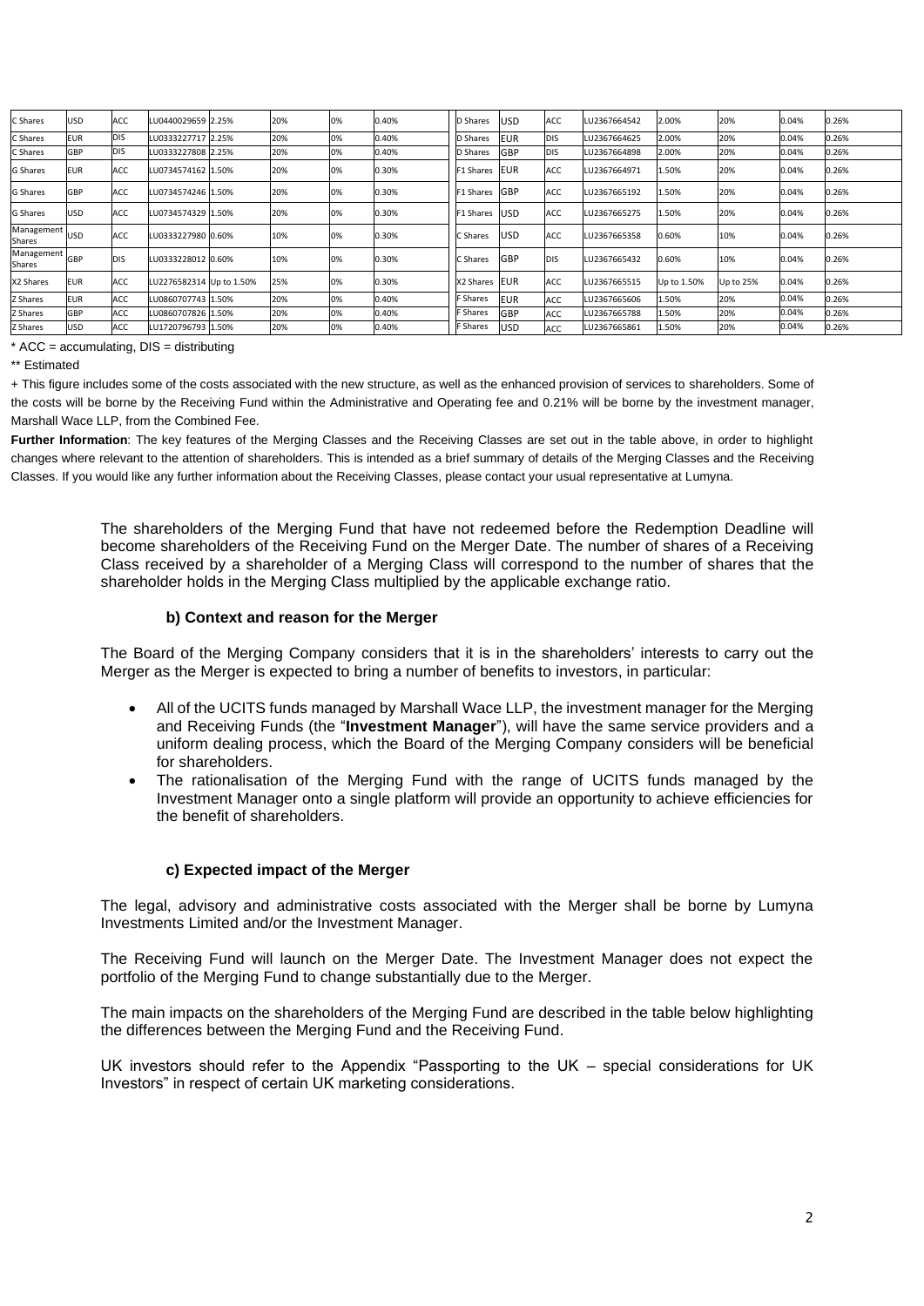| C Shares | USD | ACC | LU0440029659 | 2.25% | 20% | 0% | 0.40% | D Shares | USD | ACC | LU2367664542 | 2.00% | 20% | 0.04% | 0.26% |
|---|---|---|---|---|---|---|---|---|---|---|---|---|---|---|---|
| C Shares | EUR | DIS | LU0333227717 | 2.25% | 20% | 0% | 0.40% | D Shares | EUR | DIS | LU2367664625 | 2.00% | 20% | 0.04% | 0.26% |
| C Shares | GBP | DIS | LU0333227808 | 2.25% | 20% | 0% | 0.40% | D Shares | GBP | DIS | LU2367664898 | 2.00% | 20% | 0.04% | 0.26% |
| G Shares | EUR | ACC | LU0734574162 | 1.50% | 20% | 0% | 0.30% | F1 Shares | EUR | ACC | LU2367664971 | 1.50% | 20% | 0.04% | 0.26% |
| G Shares | GBP | ACC | LU0734574246 | 1.50% | 20% | 0% | 0.30% | F1 Shares | GBP | ACC | LU2367665192 | 1.50% | 20% | 0.04% | 0.26% |
| G Shares | USD | ACC | LU0734574329 | 1.50% | 20% | 0% | 0.30% | F1 Shares | USD | ACC | LU2367665275 | 1.50% | 20% | 0.04% | 0.26% |
| Management Shares | USD | ACC | LU0333227980 | 0.60% | 10% | 0% | 0.30% | C Shares | USD | ACC | LU2367665358 | 0.60% | 10% | 0.04% | 0.26% |
| Management Shares | GBP | DIS | LU0333228012 | 0.60% | 10% | 0% | 0.30% | C Shares | GBP | DIS | LU2367665432 | 0.60% | 10% | 0.04% | 0.26% |
| X2 Shares | EUR | ACC | LU2276582314 | Up to 1.50% | 25% | 0% | 0.30% | X2 Shares | EUR | ACC | LU2367665515 | Up to 1.50% | Up to 25% | 0.04% | 0.26% |
| Z Shares | EUR | ACC | LU0860707743 | 1.50% | 20% | 0% | 0.40% | F Shares | EUR | ACC | LU2367665606 | 1.50% | 20% | 0.04% | 0.26% |
| Z Shares | GBP | ACC | LU0860707826 | 1.50% | 20% | 0% | 0.40% | F Shares | GBP | ACC | LU2367665788 | 1.50% | 20% | 0.04% | 0.26% |
| Z Shares | USD | ACC | LU1720796793 | 1.50% | 20% | 0% | 0.40% | F Shares | USD | ACC | LU2367665861 | 1.50% | 20% | 0.04% | 0.26% |

* ACC = accumulating, DIS = distributing

** Estimated

+ This figure includes some of the costs associated with the new structure, as well as the enhanced provision of services to shareholders. Some of the costs will be borne by the Receiving Fund within the Administrative and Operating fee and 0.21% will be borne by the investment manager, Marshall Wace LLP, from the Combined Fee.

**Further Information**: The key features of the Merging Classes and the Receiving Classes are set out in the table above, in order to highlight changes where relevant to the attention of shareholders. This is intended as a brief summary of details of the Merging Classes and the Receiving Classes. If you would like any further information about the Receiving Classes, please contact your usual representative at Lumyna.

The shareholders of the Merging Fund that have not redeemed before the Redemption Deadline will become shareholders of the Receiving Fund on the Merger Date. The number of shares of a Receiving Class received by a shareholder of a Merging Class will correspond to the number of shares that the shareholder holds in the Merging Class multiplied by the applicable exchange ratio.

### b) Context and reason for the Merger

The Board of the Merging Company considers that it is in the shareholders' interests to carry out the Merger as the Merger is expected to bring a number of benefits to investors, in particular:

- All of the UCITS funds managed by Marshall Wace LLP, the investment manager for the Merging and Receiving Funds (the "**Investment Manager**"), will have the same service providers and a uniform dealing process, which the Board of the Merging Company considers will be beneficial for shareholders.
- The rationalisation of the Merging Fund with the range of UCITS funds managed by the Investment Manager onto a single platform will provide an opportunity to achieve efficiencies for the benefit of shareholders.

### c) Expected impact of the Merger

The legal, advisory and administrative costs associated with the Merger shall be borne by Lumyna Investments Limited and/or the Investment Manager.

The Receiving Fund will launch on the Merger Date. The Investment Manager does not expect the portfolio of the Merging Fund to change substantially due to the Merger.

The main impacts on the shareholders of the Merging Fund are described in the table below highlighting the differences between the Merging Fund and the Receiving Fund.

UK investors should refer to the Appendix "Passporting to the UK – special considerations for UK Investors" in respect of certain UK marketing considerations.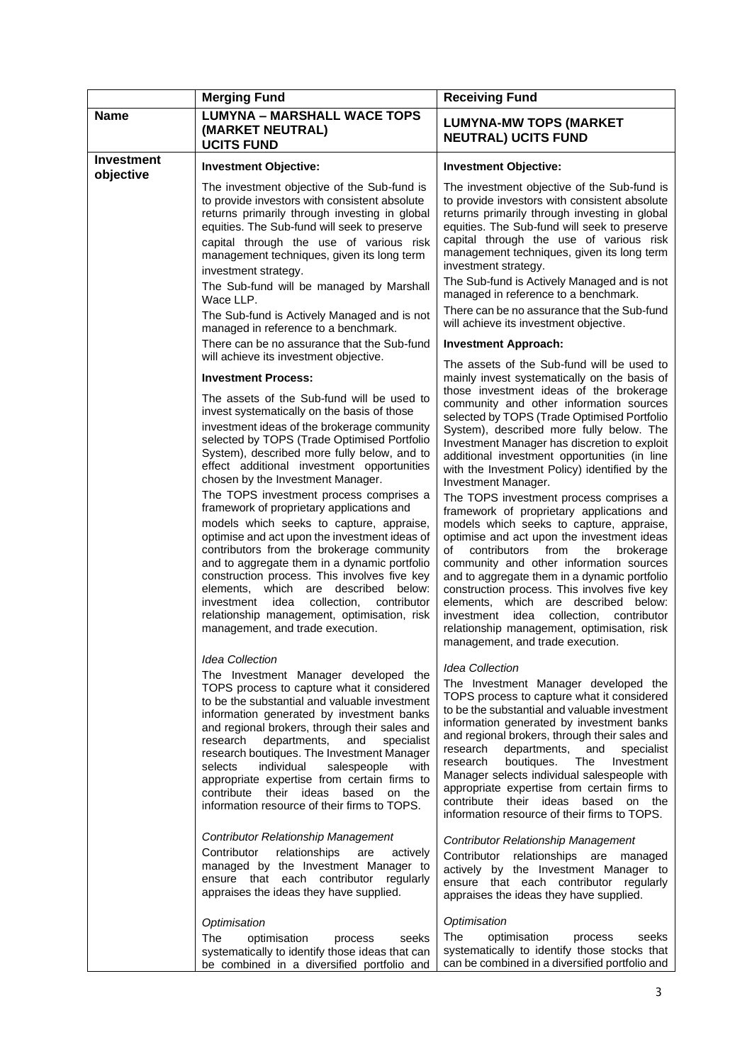| | Merging Fund | Receiving Fund |
|---|---|---|
| **Name** | **LUMYNA – MARSHALL WACE TOPS (MARKET NEUTRAL) UCITS FUND** | **LUMYNA-MW TOPS (MARKET NEUTRAL) UCITS FUND** |
| **Investment objective** | **Investment Objective:**<br><br>The investment objective of the Sub-fund is to provide investors with consistent absolute returns primarily through investing in global equities. The Sub-fund will seek to preserve capital through the use of various risk management techniques, given its long term investment strategy.<br><br>The Sub-fund will be managed by Marshall Wace LLP.<br><br>The Sub-fund is Actively Managed and is not managed in reference to a benchmark.<br><br>There can be no assurance that the Sub-fund will achieve its investment objective.<br><br>**Investment Process:**<br><br>The assets of the Sub-fund will be used to invest systematically on the basis of those investment ideas of the brokerage community selected by TOPS (Trade Optimised Portfolio System), described more fully below, and to effect additional investment opportunities chosen by the Investment Manager.<br><br>The TOPS investment process comprises a framework of proprietary applications and models which seeks to capture, appraise, optimise and act upon the investment ideas of contributors from the brokerage community and to aggregate them in a dynamic portfolio construction process. This involves five key elements, which are described below: investment idea collection, contributor relationship management, optimisation, risk management, and trade execution.<br><br>*Idea Collection*<br><br>The Investment Manager developed the TOPS process to capture what it considered to be the substantial and valuable investment information generated by investment banks and regional brokers, through their sales and research departments, and specialist research boutiques. The Investment Manager selects individual salespeople with appropriate expertise from certain firms to contribute their ideas based on the information resource of their firms to TOPS.<br><br>*Contributor Relationship Management*<br><br>Contributor relationships are actively managed by the Investment Manager to ensure that each contributor regularly appraises the ideas they have supplied.<br><br>*Optimisation*<br><br>The optimisation process seeks systematically to identify those ideas that can be combined in a diversified portfolio and | **Investment Objective:**<br><br>The investment objective of the Sub-fund is to provide investors with consistent absolute returns primarily through investing in global equities. The Sub-fund will seek to preserve capital through the use of various risk management techniques, given its long term investment strategy.<br><br>The Sub-fund is Actively Managed and is not managed in reference to a benchmark.<br><br>There can be no assurance that the Sub-fund will achieve its investment objective.<br><br>**Investment Approach:**<br><br>The assets of the Sub-fund will be used to mainly invest systematically on the basis of those investment ideas of the brokerage community and other information sources selected by TOPS (Trade Optimised Portfolio System), described more fully below. The Investment Manager has discretion to exploit additional investment opportunities (in line with the Investment Policy) identified by the Investment Manager.<br><br>The TOPS investment process comprises a framework of proprietary applications and models which seeks to capture, appraise, optimise and act upon the investment ideas of contributors from the brokerage community and other information sources and to aggregate them in a dynamic portfolio construction process. This involves five key elements, which are described below: investment idea collection, contributor relationship management, optimisation, risk management, and trade execution.<br><br>*Idea Collection*<br><br>The Investment Manager developed the TOPS process to capture what it considered to be the substantial and valuable investment information generated by investment banks and regional brokers, through their sales and research departments, and specialist research boutiques. The Investment Manager selects individual salespeople with appropriate expertise from certain firms to contribute their ideas based on the information resource of their firms to TOPS.<br><br>*Contributor Relationship Management*<br><br>Contributor relationships are managed actively by the Investment Manager to ensure that each contributor regularly appraises the ideas they have supplied.<br><br>*Optimisation*<br><br>The optimisation process seeks systematically to identify those stocks that can be combined in a diversified portfolio and |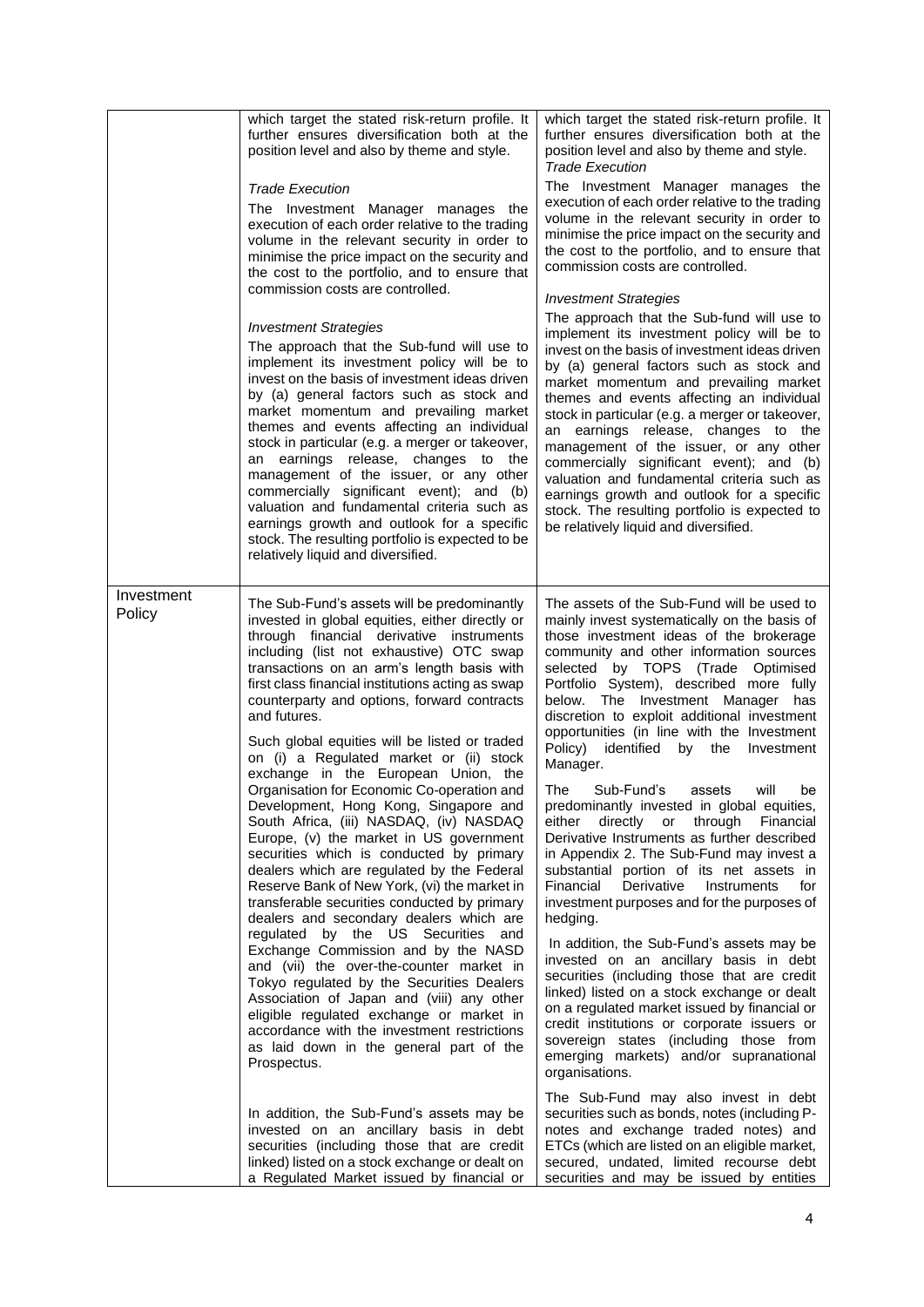| | | |
|---|---|---|
| | which target the stated risk-return profile. It further ensures diversification both at the position level and also by theme and style.<br><br>*Trade Execution*<br><br>The Investment Manager manages the execution of each order relative to the trading volume in the relevant security in order to minimise the price impact on the security and the cost to the portfolio, and to ensure that commission costs are controlled.<br><br>*Investment Strategies*<br><br>The approach that the Sub-fund will use to implement its investment policy will be to invest on the basis of investment ideas driven by (a) general factors such as stock and market momentum and prevailing market themes and events affecting an individual stock in particular (e.g. a merger or takeover, an earnings release, changes to the management of the issuer, or any other commercially significant event); and (b) valuation and fundamental criteria such as earnings growth and outlook for a specific stock. The resulting portfolio is expected to be relatively liquid and diversified. | which target the stated risk-return profile. It further ensures diversification both at the position level and also by theme and style.<br><br>*Trade Execution*<br><br>The Investment Manager manages the execution of each order relative to the trading volume in the relevant security in order to minimise the price impact on the security and the cost to the portfolio, and to ensure that commission costs are controlled.<br><br>*Investment Strategies*<br><br>The approach that the Sub-fund will use to implement its investment policy will be to invest on the basis of investment ideas driven by (a) general factors such as stock and market momentum and prevailing market themes and events affecting an individual stock in particular (e.g. a merger or takeover, an earnings release, changes to the management of the issuer, or any other commercially significant event); and (b) valuation and fundamental criteria such as earnings growth and outlook for a specific stock. The resulting portfolio is expected to be relatively liquid and diversified. |
| Investment Policy | The Sub-Fund's assets will be predominantly invested in global equities, either directly or through financial derivative instruments including (list not exhaustive) OTC swap transactions on an arm's length basis with first class financial institutions acting as swap counterparty and options, forward contracts and futures.<br><br>Such global equities will be listed or traded on (i) a Regulated market or (ii) stock exchange in the European Union, the Organisation for Economic Co-operation and Development, Hong Kong, Singapore and South Africa, (iii) NASDAQ, (iv) NASDAQ Europe, (v) the market in US government securities which is conducted by primary dealers which are regulated by the Federal Reserve Bank of New York, (vi) the market in transferable securities conducted by primary dealers and secondary dealers which are regulated by the US Securities and Exchange Commission and by the NASD and (vii) the over-the-counter market in Tokyo regulated by the Securities Dealers Association of Japan and (viii) any other eligible regulated exchange or market in accordance with the investment restrictions as laid down in the general part of the Prospectus.<br><br>In addition, the Sub-Fund's assets may be invested on an ancillary basis in debt securities (including those that are credit linked) listed on a stock exchange or dealt on a Regulated Market issued by financial or | The assets of the Sub-Fund will be used to mainly invest systematically on the basis of those investment ideas of the brokerage community and other information sources selected by TOPS (Trade Optimised Portfolio System), described more fully below. The Investment Manager has discretion to exploit additional investment opportunities (in line with the Investment Policy) identified by the Investment Manager.<br><br>The Sub-Fund's assets will be predominantly invested in global equities, either directly or through Financial Derivative Instruments as further described in Appendix 2. The Sub-Fund may invest a substantial portion of its net assets in Financial Derivative Instruments for investment purposes and for the purposes of hedging.<br><br>In addition, the Sub-Fund's assets may be invested on an ancillary basis in debt securities (including those that are credit linked) listed on a stock exchange or dealt on a regulated market issued by financial or credit institutions or corporate issuers or sovereign states (including those from emerging markets) and/or supranational organisations.<br><br>The Sub-Fund may also invest in debt securities such as bonds, notes (including P-notes and exchange traded notes) and ETCs (which are listed on an eligible market, secured, undated, limited recourse debt securities and may be issued by entities |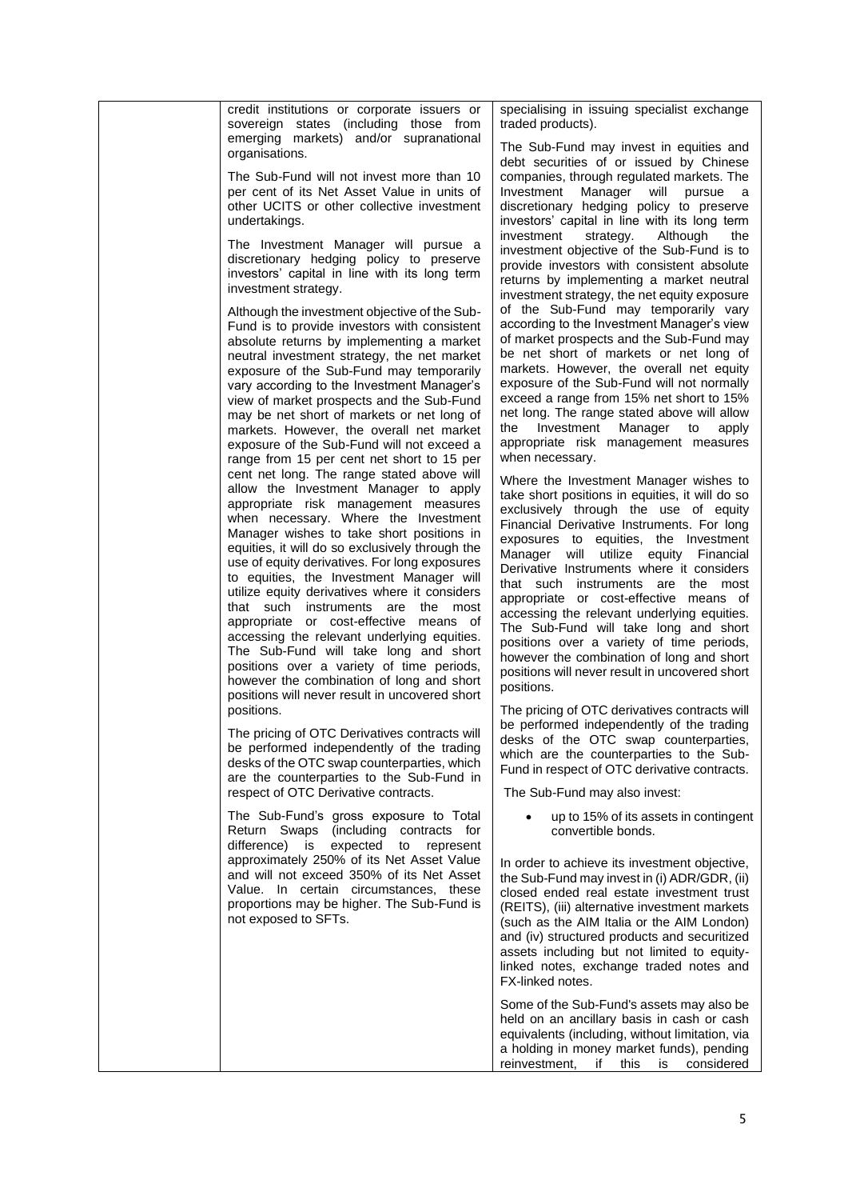| | | |
|---|---|---|
| | credit institutions or corporate issuers or sovereign states (including those from emerging markets) and/or supranational organisations.<br><br>The Sub-Fund will not invest more than 10 per cent of its Net Asset Value in units of other UCITS or other collective investment undertakings.<br><br>The Investment Manager will pursue a discretionary hedging policy to preserve investors' capital in line with its long term investment strategy.<br><br>Although the investment objective of the Sub-Fund is to provide investors with consistent absolute returns by implementing a market neutral investment strategy, the net market exposure of the Sub-Fund may temporarily vary according to the Investment Manager's view of market prospects and the Sub-Fund may be net short of markets or net long of markets. However, the overall net market exposure of the Sub-Fund will not exceed a range from 15 per cent net short to 15 per cent net long. The range stated above will allow the Investment Manager to apply appropriate risk management measures when necessary. Where the Investment Manager wishes to take short positions in equities, it will do so exclusively through the use of equity derivatives. For long exposures to equities, the Investment Manager will utilize equity derivatives where it considers that such instruments are the most appropriate or cost-effective means of accessing the relevant underlying equities. The Sub-Fund will take long and short positions over a variety of time periods, however the combination of long and short positions will never result in uncovered short positions.<br><br>The pricing of OTC Derivatives contracts will be performed independently of the trading desks of the OTC swap counterparties, which are the counterparties to the Sub-Fund in respect of OTC Derivative contracts.<br><br>The Sub-Fund's gross exposure to Total Return Swaps (including contracts for difference) is expected to represent approximately 250% of its Net Asset Value and will not exceed 350% of its Net Asset Value. In certain circumstances, these proportions may be higher. The Sub-Fund is not exposed to SFTs. | specialising in issuing specialist exchange traded products).<br><br>The Sub-Fund may invest in equities and debt securities of or issued by Chinese companies, through regulated markets. The Investment Manager will pursue a discretionary hedging policy to preserve investors' capital in line with its long term investment strategy. Although the investment objective of the Sub-Fund is to provide investors with consistent absolute returns by implementing a market neutral investment strategy, the net equity exposure of the Sub-Fund may temporarily vary according to the Investment Manager's view of market prospects and the Sub-Fund may be net short of markets or net long of markets. However, the overall net equity exposure of the Sub-Fund will not normally exceed a range from 15% net short to 15% net long. The range stated above will allow the Investment Manager to apply appropriate risk management measures when necessary.<br><br>Where the Investment Manager wishes to take short positions in equities, it will do so exclusively through the use of equity Financial Derivative Instruments. For long exposures to equities, the Investment Manager will utilize equity Financial Derivative Instruments where it considers that such instruments are the most appropriate or cost-effective means of accessing the relevant underlying equities. The Sub-Fund will take long and short positions over a variety of time periods, however the combination of long and short positions will never result in uncovered short positions.<br><br>The pricing of OTC derivatives contracts will be performed independently of the trading desks of the OTC swap counterparties, which are the counterparties to the Sub-Fund in respect of OTC derivative contracts.<br><br>The Sub-Fund may also invest:<br><br>• up to 15% of its assets in contingent convertible bonds.<br><br>In order to achieve its investment objective, the Sub-Fund may invest in (i) ADR/GDR, (ii) closed ended real estate investment trust (REITS), (iii) alternative investment markets (such as the AIM Italia or the AIM London) and (iv) structured products and securitized assets including but not limited to equity-linked notes, exchange traded notes and FX-linked notes.<br><br>Some of the Sub-Fund's assets may also be held on an ancillary basis in cash or cash equivalents (including, without limitation, via a holding in money market funds), pending reinvestment, if this is considered |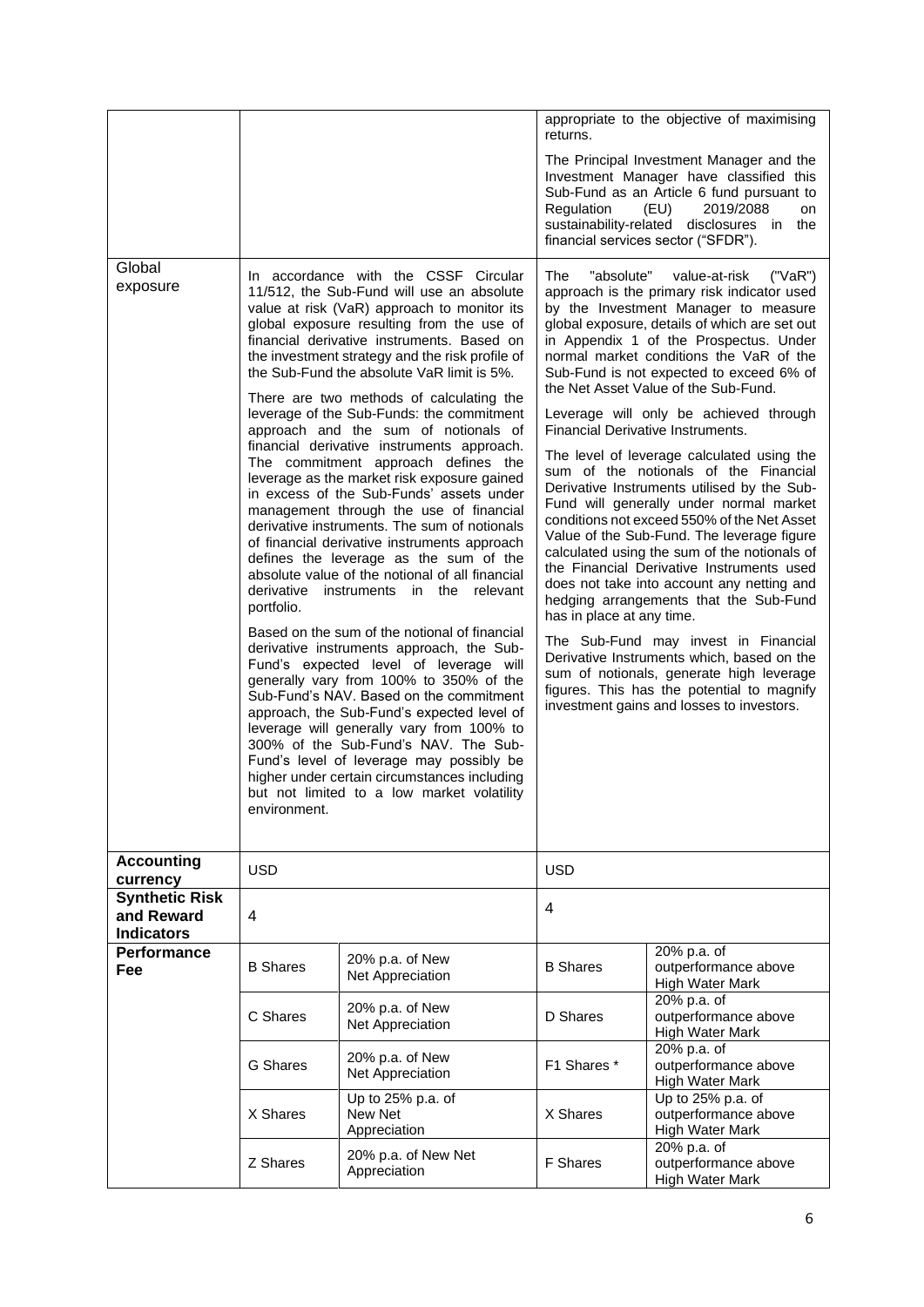| | | | | |
|---|---|---|---|---|
| | | | appropriate to the objective of maximising returns.<br><br>The Principal Investment Manager and the Investment Manager have classified this Sub-Fund as an Article 6 fund pursuant to Regulation (EU) 2019/2088 on sustainability-related disclosures in the financial services sector ("SFDR"). | |
| Global exposure | In accordance with the CSSF Circular 11/512, the Sub-Fund will use an absolute value at risk (VaR) approach to monitor its global exposure resulting from the use of financial derivative instruments. Based on the investment strategy and the risk profile of the Sub-Fund the absolute VaR limit is 5%.<br><br>There are two methods of calculating the leverage of the Sub-Funds: the commitment approach and the sum of notionals of financial derivative instruments approach. The commitment approach defines the leverage as the market risk exposure gained in excess of the Sub-Funds' assets under management through the use of financial derivative instruments. The sum of notionals of financial derivative instruments approach defines the leverage as the sum of the absolute value of the notional of all financial derivative instruments in the relevant portfolio.<br><br>Based on the sum of the notional of financial derivative instruments approach, the Sub-Fund's expected level of leverage will generally vary from 100% to 350% of the Sub-Fund's NAV. Based on the commitment approach, the Sub-Fund's expected level of leverage will generally vary from 100% to 300% of the Sub-Fund's NAV. The Sub-Fund's level of leverage may possibly be higher under certain circumstances including but not limited to a low market volatility environment. | | The "absolute" value-at-risk ("VaR") approach is the primary risk indicator used by the Investment Manager to measure global exposure, details of which are set out in Appendix 1 of the Prospectus. Under normal market conditions the VaR of the Sub-Fund is not expected to exceed 6% of the Net Asset Value of the Sub-Fund.<br><br>Leverage will only be achieved through Financial Derivative Instruments.<br><br>The level of leverage calculated using the sum of the notionals of the Financial Derivative Instruments utilised by the Sub-Fund will generally under normal market conditions not exceed 550% of the Net Asset Value of the Sub-Fund. The leverage figure calculated using the sum of the notionals of the Financial Derivative Instruments used does not take into account any netting and hedging arrangements that the Sub-Fund has in place at any time.<br><br>The Sub-Fund may invest in Financial Derivative Instruments which, based on the sum of notionals, generate high leverage figures. This has the potential to magnify investment gains and losses to investors. | |
| **Accounting currency** | USD | | USD | |
| **Synthetic Risk and Reward Indicators** | 4 | | 4 | |
| **Performance Fee** | B Shares | 20% p.a. of New Net Appreciation | B Shares | 20% p.a. of outperformance above High Water Mark |
| | C Shares | 20% p.a. of New Net Appreciation | D Shares | 20% p.a. of outperformance above High Water Mark |
| | G Shares | 20% p.a. of New Net Appreciation | F1 Shares * | 20% p.a. of outperformance above High Water Mark |
| | X Shares | Up to 25% p.a. of New Net Appreciation | X Shares | Up to 25% p.a. of outperformance above High Water Mark |
| | Z Shares | 20% p.a. of New Net Appreciation | F Shares | 20% p.a. of outperformance above High Water Mark |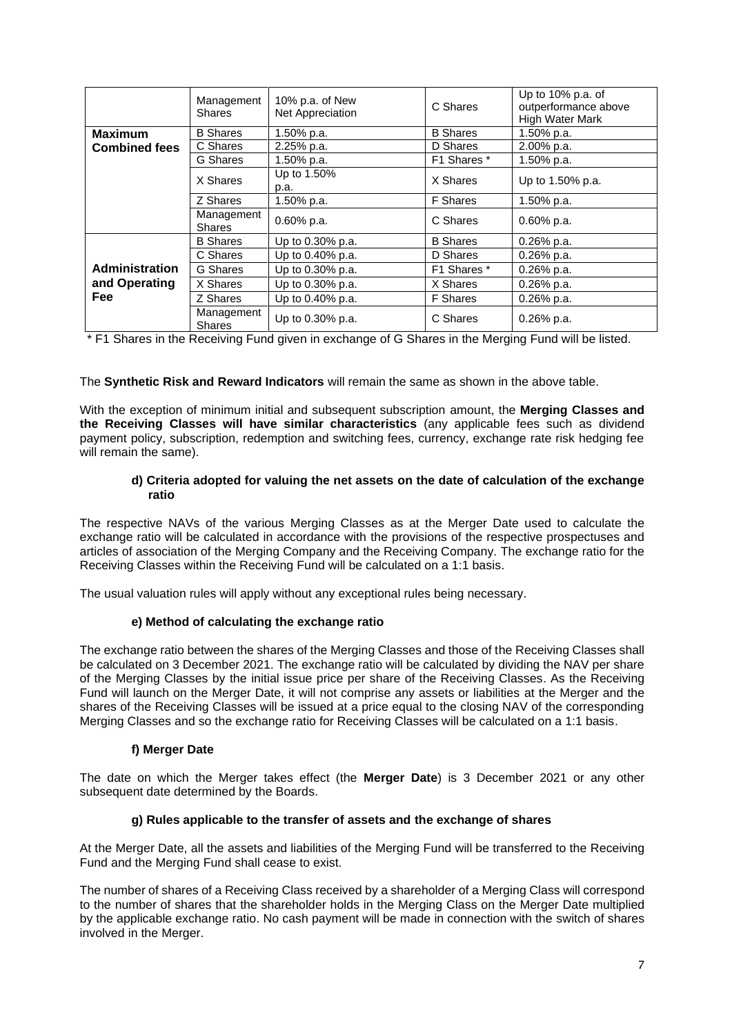| | Management Shares | 10% p.a. of New Net Appreciation | C Shares | Up to 10% p.a. of outperformance above High Water Mark |
|---|---|---|---|---|
| **Maximum Combined fees** | B Shares | 1.50% p.a. | B Shares | 1.50% p.a. |
| | C Shares | 2.25% p.a. | D Shares | 2.00% p.a. |
| | G Shares | 1.50% p.a. | F1 Shares * | 1.50% p.a. |
| | X Shares | Up to 1.50% p.a. | X Shares | Up to 1.50% p.a. |
| | Z Shares | 1.50% p.a. | F Shares | 1.50% p.a. |
| | Management Shares | 0.60% p.a. | C Shares | 0.60% p.a. |
| **Administration and Operating Fee** | B Shares | Up to 0.30% p.a. | B Shares | 0.26% p.a. |
| | C Shares | Up to 0.40% p.a. | D Shares | 0.26% p.a. |
| | G Shares | Up to 0.30% p.a. | F1 Shares * | 0.26% p.a. |
| | X Shares | Up to 0.30% p.a. | X Shares | 0.26% p.a. |
| | Z Shares | Up to 0.40% p.a. | F Shares | 0.26% p.a. |
| | Management Shares | Up to 0.30% p.a. | C Shares | 0.26% p.a. |

\* F1 Shares in the Receiving Fund given in exchange of G Shares in the Merging Fund will be listed.

The **Synthetic Risk and Reward Indicators** will remain the same as shown in the above table.

With the exception of minimum initial and subsequent subscription amount, the **Merging Classes and the Receiving Classes will have similar characteristics** (any applicable fees such as dividend payment policy, subscription, redemption and switching fees, currency, exchange rate risk hedging fee will remain the same).

#### d) Criteria adopted for valuing the net assets on the date of calculation of the exchange ratio

The respective NAVs of the various Merging Classes as at the Merger Date used to calculate the exchange ratio will be calculated in accordance with the provisions of the respective prospectuses and articles of association of the Merging Company and the Receiving Company. The exchange ratio for the Receiving Classes within the Receiving Fund will be calculated on a 1:1 basis.

The usual valuation rules will apply without any exceptional rules being necessary.

#### e) Method of calculating the exchange ratio

The exchange ratio between the shares of the Merging Classes and those of the Receiving Classes shall be calculated on 3 December 2021. The exchange ratio will be calculated by dividing the NAV per share of the Merging Classes by the initial issue price per share of the Receiving Classes. As the Receiving Fund will launch on the Merger Date, it will not comprise any assets or liabilities at the Merger and the shares of the Receiving Classes will be issued at a price equal to the closing NAV of the corresponding Merging Classes and so the exchange ratio for Receiving Classes will be calculated on a 1:1 basis.

#### f) Merger Date

The date on which the Merger takes effect (the **Merger Date**) is 3 December 2021 or any other subsequent date determined by the Boards.

#### g) Rules applicable to the transfer of assets and the exchange of shares

At the Merger Date, all the assets and liabilities of the Merging Fund will be transferred to the Receiving Fund and the Merging Fund shall cease to exist.

The number of shares of a Receiving Class received by a shareholder of a Merging Class will correspond to the number of shares that the shareholder holds in the Merging Class on the Merger Date multiplied by the applicable exchange ratio. No cash payment will be made in connection with the switch of shares involved in the Merger.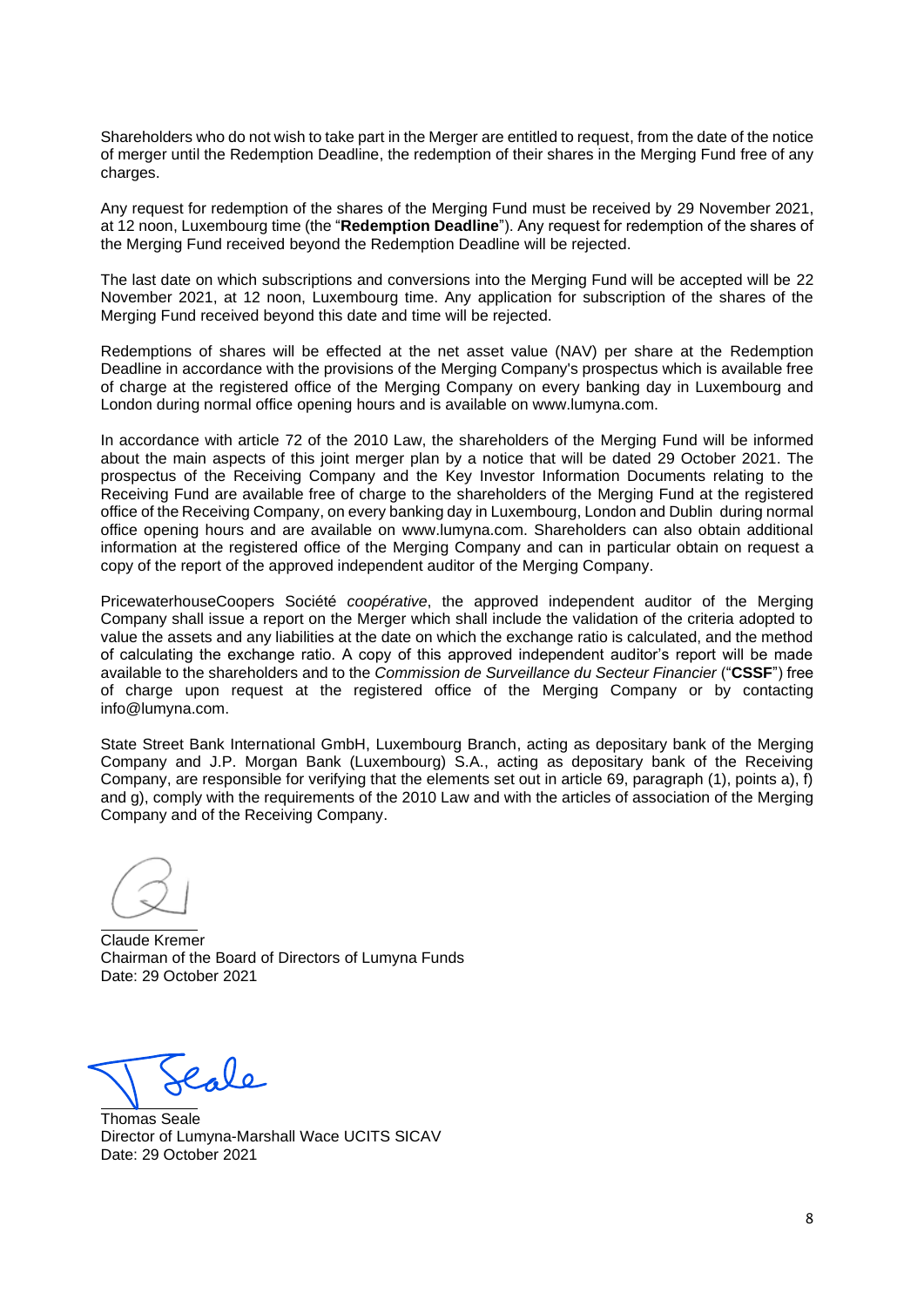Shareholders who do not wish to take part in the Merger are entitled to request, from the date of the notice of merger until the Redemption Deadline, the redemption of their shares in the Merging Fund free of any charges.

Any request for redemption of the shares of the Merging Fund must be received by 29 November 2021, at 12 noon, Luxembourg time (the "**Redemption Deadline**"). Any request for redemption of the shares of the Merging Fund received beyond the Redemption Deadline will be rejected.

The last date on which subscriptions and conversions into the Merging Fund will be accepted will be 22 November 2021, at 12 noon, Luxembourg time. Any application for subscription of the shares of the Merging Fund received beyond this date and time will be rejected.

Redemptions of shares will be effected at the net asset value (NAV) per share at the Redemption Deadline in accordance with the provisions of the Merging Company's prospectus which is available free of charge at the registered office of the Merging Company on every banking day in Luxembourg and London during normal office opening hours and is available on www.lumyna.com.

In accordance with article 72 of the 2010 Law, the shareholders of the Merging Fund will be informed about the main aspects of this joint merger plan by a notice that will be dated 29 October 2021. The prospectus of the Receiving Company and the Key Investor Information Documents relating to the Receiving Fund are available free of charge to the shareholders of the Merging Fund at the registered office of the Receiving Company, on every banking day in Luxembourg, London and Dublin during normal office opening hours and are available on www.lumyna.com. Shareholders can also obtain additional information at the registered office of the Merging Company and can in particular obtain on request a copy of the report of the approved independent auditor of the Merging Company.

PricewaterhouseCoopers Société *coopérative*, the approved independent auditor of the Merging Company shall issue a report on the Merger which shall include the validation of the criteria adopted to value the assets and any liabilities at the date on which the exchange ratio is calculated, and the method of calculating the exchange ratio. A copy of this approved independent auditor's report will be made available to the shareholders and to the *Commission de Surveillance du Secteur Financier* ("**CSSF**") free of charge upon request at the registered office of the Merging Company or by contacting info@lumyna.com.

State Street Bank International GmbH, Luxembourg Branch, acting as depositary bank of the Merging Company and J.P. Morgan Bank (Luxembourg) S.A., acting as depositary bank of the Receiving Company, are responsible for verifying that the elements set out in article 69, paragraph (1), points a), f) and g), comply with the requirements of the 2010 Law and with the articles of association of the Merging Company and of the Receiving Company.

Claude Kremer
Chairman of the Board of Directors of Lumyna Funds
Date: 29 October 2021

Thomas Seale
Director of Lumyna-Marshall Wace UCITS SICAV
Date: 29 October 2021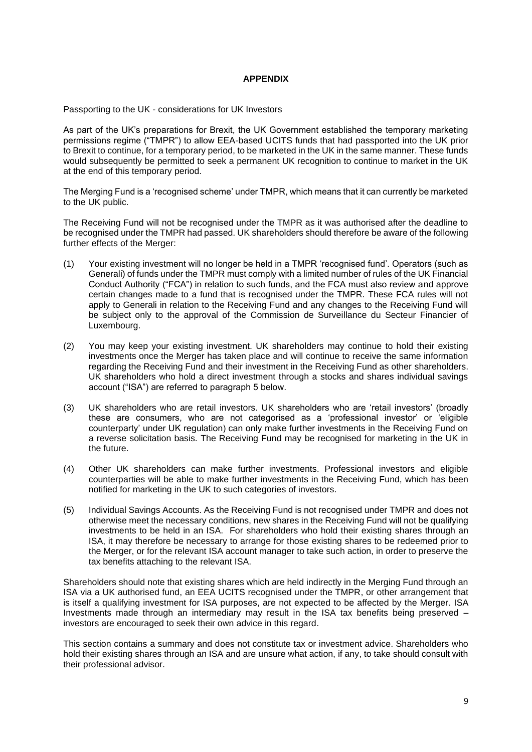# APPENDIX

Passporting to the UK - considerations for UK Investors

As part of the UK's preparations for Brexit, the UK Government established the temporary marketing permissions regime ("TMPR") to allow EEA-based UCITS funds that had passported into the UK prior to Brexit to continue, for a temporary period, to be marketed in the UK in the same manner. These funds would subsequently be permitted to seek a permanent UK recognition to continue to market in the UK at the end of this temporary period.

The Merging Fund is a 'recognised scheme' under TMPR, which means that it can currently be marketed to the UK public.

The Receiving Fund will not be recognised under the TMPR as it was authorised after the deadline to be recognised under the TMPR had passed. UK shareholders should therefore be aware of the following further effects of the Merger:

(1) Your existing investment will no longer be held in a TMPR 'recognised fund'. Operators (such as Generali) of funds under the TMPR must comply with a limited number of rules of the UK Financial Conduct Authority ("FCA") in relation to such funds, and the FCA must also review and approve certain changes made to a fund that is recognised under the TMPR. These FCA rules will not apply to Generali in relation to the Receiving Fund and any changes to the Receiving Fund will be subject only to the approval of the Commission de Surveillance du Secteur Financier of Luxembourg.

(2) You may keep your existing investment. UK shareholders may continue to hold their existing investments once the Merger has taken place and will continue to receive the same information regarding the Receiving Fund and their investment in the Receiving Fund as other shareholders. UK shareholders who hold a direct investment through a stocks and shares individual savings account ("ISA") are referred to paragraph 5 below.

(3) UK shareholders who are retail investors. UK shareholders who are 'retail investors' (broadly these are consumers, who are not categorised as a 'professional investor' or 'eligible counterparty' under UK regulation) can only make further investments in the Receiving Fund on a reverse solicitation basis. The Receiving Fund may be recognised for marketing in the UK in the future.

(4) Other UK shareholders can make further investments. Professional investors and eligible counterparties will be able to make further investments in the Receiving Fund, which has been notified for marketing in the UK to such categories of investors.

(5) Individual Savings Accounts. As the Receiving Fund is not recognised under TMPR and does not otherwise meet the necessary conditions, new shares in the Receiving Fund will not be qualifying investments to be held in an ISA. For shareholders who hold their existing shares through an ISA, it may therefore be necessary to arrange for those existing shares to be redeemed prior to the Merger, or for the relevant ISA account manager to take such action, in order to preserve the tax benefits attaching to the relevant ISA.

Shareholders should note that existing shares which are held indirectly in the Merging Fund through an ISA via a UK authorised fund, an EEA UCITS recognised under the TMPR, or other arrangement that is itself a qualifying investment for ISA purposes, are not expected to be affected by the Merger. ISA Investments made through an intermediary may result in the ISA tax benefits being preserved – investors are encouraged to seek their own advice in this regard.

This section contains a summary and does not constitute tax or investment advice. Shareholders who hold their existing shares through an ISA and are unsure what action, if any, to take should consult with their professional advisor.